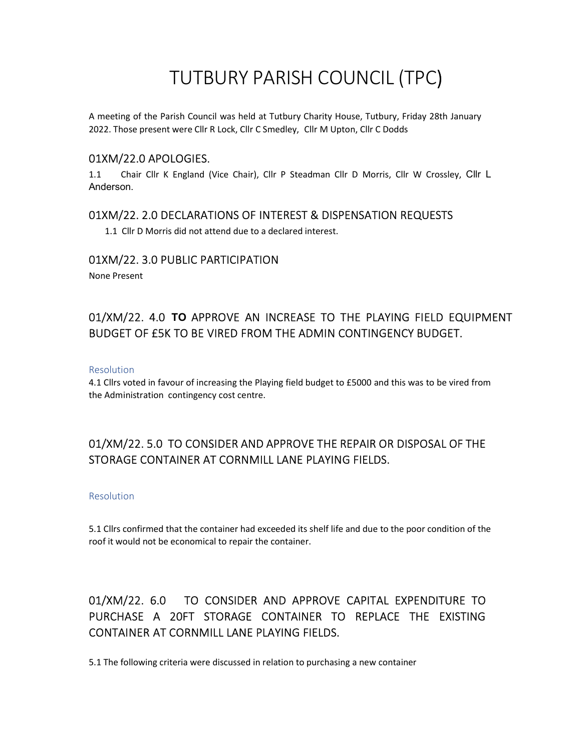# TUTBURY PARISH COUNCIL (TPC)

A meeting of the Parish Council was held at Tutbury Charity House, Tutbury, Friday 28th January 2022. Those present were Cllr R Lock, Cllr C Smedley, Cllr M Upton, Cllr C Dodds

## 01XM/22.0 APOLOGIES.

1.1 Chair Cllr K England (Vice Chair), Cllr P Steadman Cllr D Morris, Cllr W Crossley, Cllr L Anderson.

## 01XM/22. 2.0 DECLARATIONS OF INTEREST & DISPENSATION REQUESTS

1.1 Cllr D Morris did not attend due to a declared interest.

## 01XM/22. 3.0 PUBLIC PARTICIPATION

None Present

## 01/XM/22. 4.0 **TO** APPROVE AN INCREASE TO THE PLAYING FIELD EQUIPMENT BUDGET OF £5K TO BE VIRED FROM THE ADMIN CONTINGENCY BUDGET.

### Resolution

4.1 Cllrs voted in favour of increasing the Playing field budget to £5000 and this was to be vired from the Administration contingency cost centre.

## 01/XM/22. 5.0 TO CONSIDER AND APPROVE THE REPAIR OR DISPOSAL OF THE STORAGE CONTAINER AT CORNMILL LANE PLAYING FIELDS.

### Resolution

5.1 Cllrs confirmed that the container had exceeded its shelf life and due to the poor condition of the roof it would not be economical to repair the container.

## 01/XM/22. 6.0 TO CONSIDER AND APPROVE CAPITAL EXPENDITURE TO PURCHASE A 20FT STORAGE CONTAINER TO REPLACE THE EXISTING CONTAINER AT CORNMILL LANE PLAYING FIELDS.

5.1 The following criteria were discussed in relation to purchasing a new container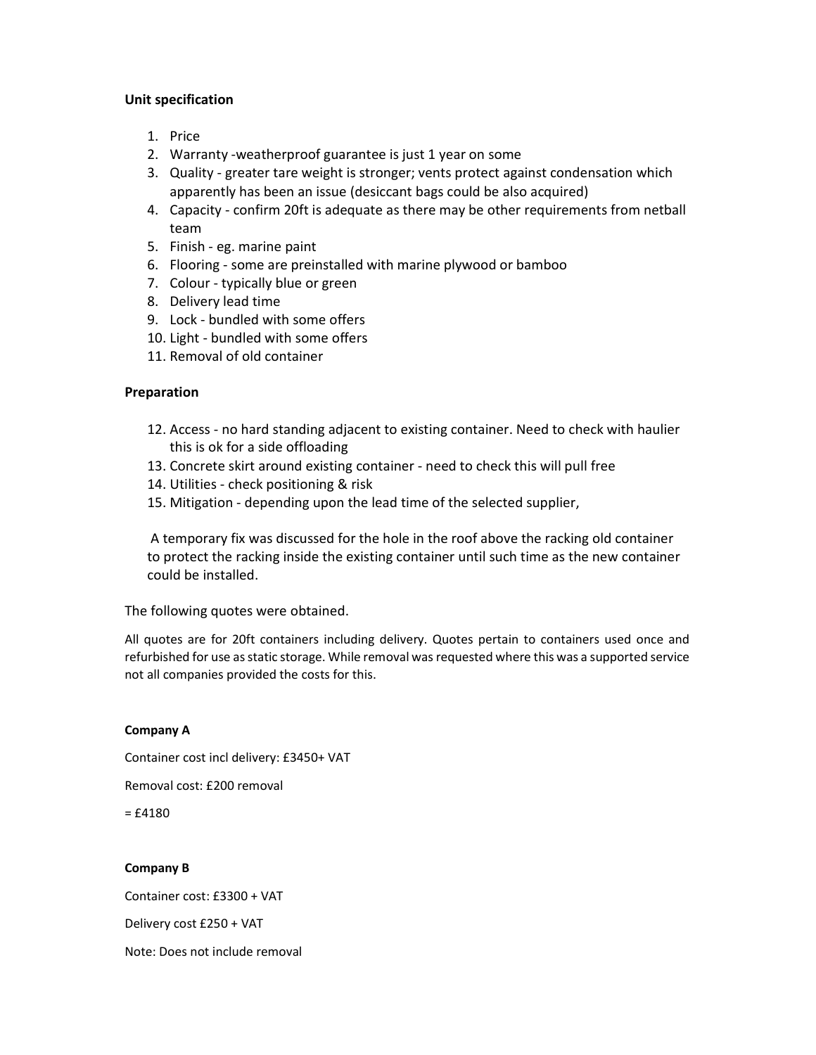**Unit specification**

1. Price
2. Warranty -weatherproof guarantee is just 1 year on some
3. Quality - greater tare weight is stronger; vents protect against condensation which apparently has been an issue (desiccant bags could be also acquired)
4. Capacity - confirm 20ft is adequate as there may be other requirements from netball team
5. Finish - eg. marine paint
6. Flooring - some are preinstalled with marine plywood or bamboo
7. Colour - typically blue or green
8. Delivery lead time
9. Lock - bundled with some offers
10. Light - bundled with some offers
11. Removal of old container

**Preparation**

12. Access - no hard standing adjacent to existing container. Need to check with haulier this is ok for a side offloading
13. Concrete skirt around existing container - need to check this will pull free
14. Utilities - check positioning & risk
15. Mitigation - depending upon the lead time of the selected supplier,

A temporary fix was discussed for the hole in the roof above the racking old container to protect the racking inside the existing container until such time as the new container could be installed.

The following quotes were obtained.

All quotes are for 20ft containers including delivery. Quotes pertain to containers used once and refurbished for use as static storage. While removal was requested where this was a supported service not all companies provided the costs for this.

**Company A**

Container cost incl delivery: £3450+ VAT

Removal cost: £200 removal

= £4180

**Company B**

Container cost: £3300 + VAT

Delivery cost £250 + VAT

Note: Does not include removal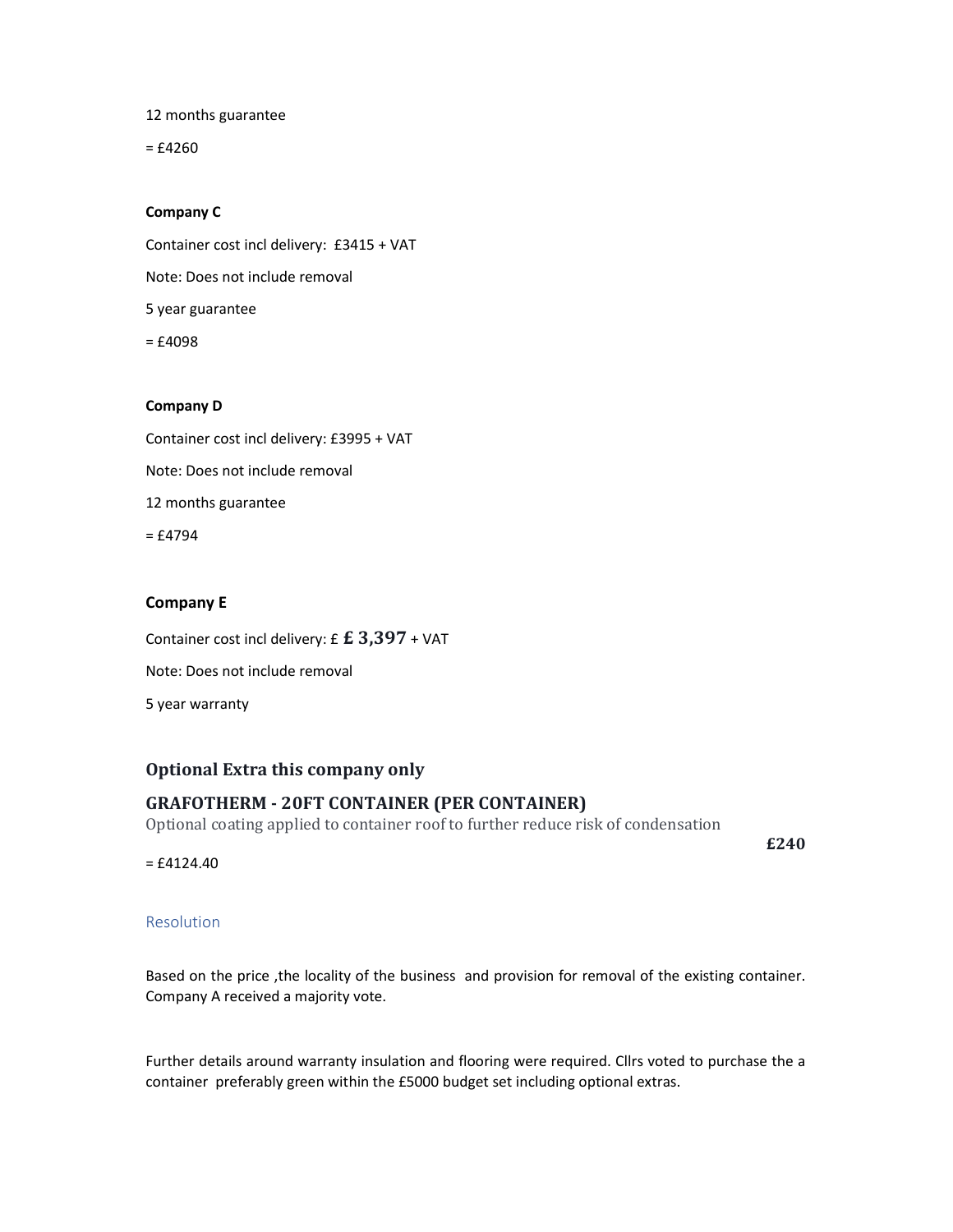12 months guarantee

= £4260

**Company C**

Container cost incl delivery:  £3415 + VAT

Note: Does not include removal

5 year guarantee

= £4098

**Company D**

Container cost incl delivery: £3995 + VAT

Note: Does not include removal

12 months guarantee

= £4794

**Company E**

Container cost incl delivery: £ **£ 3,397** + VAT

Note: Does not include removal

5 year warranty

### Optional Extra this company only

**GRAFOTHERM - 20FT CONTAINER (PER CONTAINER)**

Optional coating applied to container roof to further reduce risk of condensation

**£240**

= £4124.40

### Resolution

Based on the price ,the locality of the business  and provision for removal of the existing container. Company A received a majority vote.

Further details around warranty insulation and flooring were required. Cllrs voted to purchase the a container  preferably green within the £5000 budget set including optional extras.